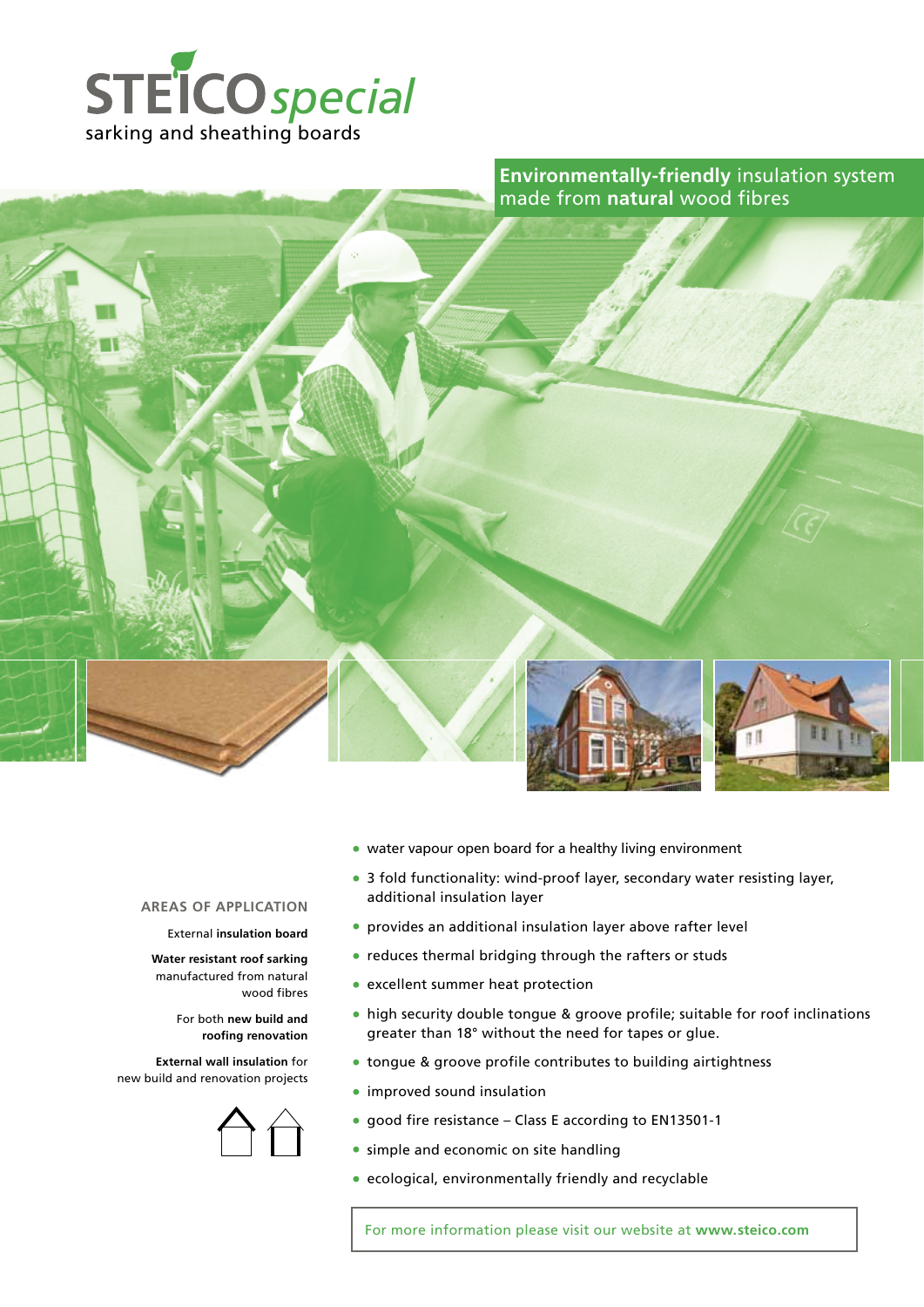# STEICO*special*

sarking and sheathing boards

**Environmentally-friendly** insulation system made from **natural** wood fibres

## AREAS OF APPLICATION

External **insulation board**

**Water resistant roof sarking** manufactured from natural wood fibres

For both **new build and roofing renovation**

**External wall insulation** for new build and renovation projects

- water vapour open board for a healthy living environment
- 3 fold functionality: wind-proof layer, secondary water resisting layer, additional insulation layer
- provides an additional insulation layer above rafter level
- reduces thermal bridging through the rafters or studs
- excellent summer heat protection
- high security double tongue & groove profile; suitable for roof inclinations greater than 18° without the need for tapes or glue.
- tongue & groove profile contributes to building airtightness
- improved sound insulation
- good fire resistance – Class E according to EN13501-1
- simple and economic on site handling
- ecological, environmentally friendly and recyclable

For more information please visit our website at **www.steico.com**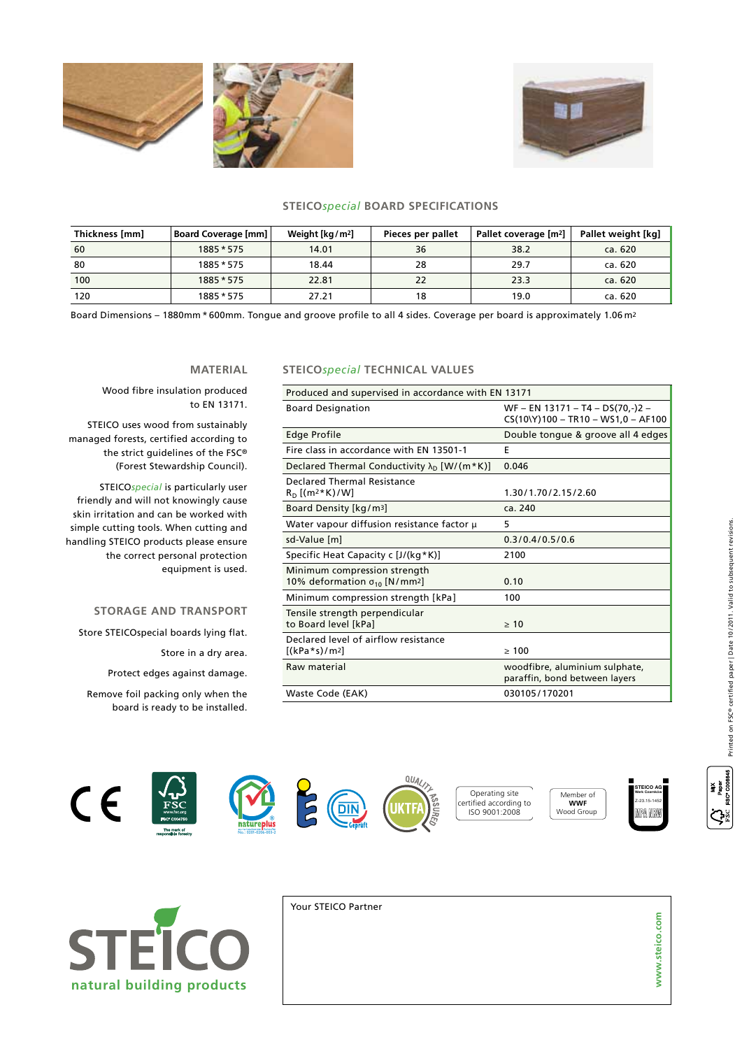## STEICO*special* BOARD SPECIFICATIONS

| Thickness [mm] | Board Coverage [mm] | Weight [kg/m²] | Pieces per pallet | Pallet coverage [m²] | Pallet weight [kg] |
|---|---|---|---|---|---|
| 60 | 1885 * 575 | 14.01 | 36 | 38.2 | ca. 620 |
| 80 | 1885 * 575 | 18.44 | 28 | 29.7 | ca. 620 |
| 100 | 1885 * 575 | 22.81 | 22 | 23.3 | ca. 620 |
| 120 | 1885 * 575 | 27.21 | 18 | 19.0 | ca. 620 |

Board Dimensions – 1880mm * 600mm. Tongue and groove profile to all 4 sides. Coverage per board is approximately 1.06 m²

## MATERIAL

Wood fibre insulation produced to EN 13171.

STEICO uses wood from sustainably managed forests, certified according to the strict guidelines of the FSC® (Forest Stewardship Council).

STEICO*special* is particularly user friendly and will not knowingly cause skin irritation and can be worked with simple cutting tools. When cutting and handling STEICO products please ensure the correct personal protection equipment is used.

## STORAGE AND TRANSPORT

Store STEICOspecial boards lying flat.

Store in a dry area.

Protect edges against damage.

Remove foil packing only when the board is ready to be installed.

## STEICO*special* TECHNICAL VALUES

| | |
|---|---|
| Produced and supervised in accordance with EN 13171 | |
| Board Designation | WF – EN 13171 – T4 – DS(70,-)2 – CS(10\Y)100 – TR10 – WS1,0 – AF100 |
| Edge Profile | Double tongue & groove all 4 edges |
| Fire class in accordance with EN 13501-1 | E |
| Declared Thermal Conductivity $\lambda_D$ [W/(m*K)] | 0.046 |
| Declared Thermal Resistance $R_D$ [(m²*K)/W] | 1.30/1.70/2.15/2.60 |
| Board Density [kg/m³] | ca. 240 |
| Water vapour diffusion resistance factor μ | 5 |
| sd-Value [m] | 0.3/0.4/0.5/0.6 |
| Specific Heat Capacity c [J/(kg*K)] | 2100 |
| Minimum compression strength 10% deformation $\sigma_{10}$ [N/mm²] | 0.10 |
| Minimum compression strength [kPa] | 100 |
| Tensile strength perpendicular to Board level [kPa] | ≥ 10 |
| Declared level of airflow resistance [(kPa*s)/m²] | ≥ 100 |
| Raw material | woodfibre, aluminium sulphate, paraffin, bond between layers |
| Waste Code (EAK) | 030105/170201 |

Operating site certified according to ISO 9001:2008

Member of WWF Wood Group

Printed on FSC® certified paper | Date 10/2011. Valid to subsequent revisions.

STEICO natural building products

Your STEICO Partner

www.steico.com